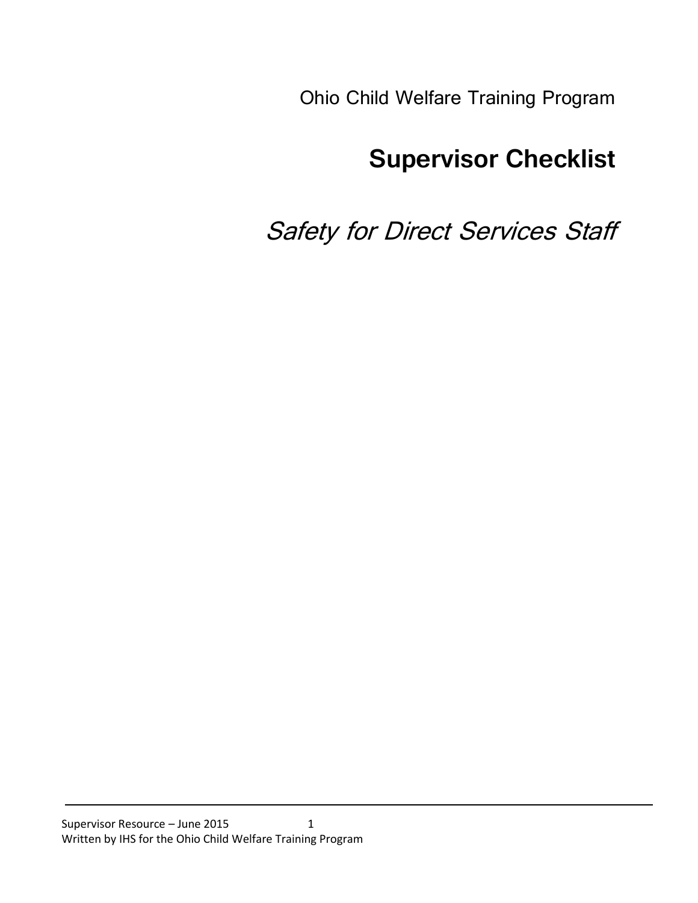Ohio Child Welfare Training Program

# Supervisor Checklist

## *Safety for Direct Services Staff*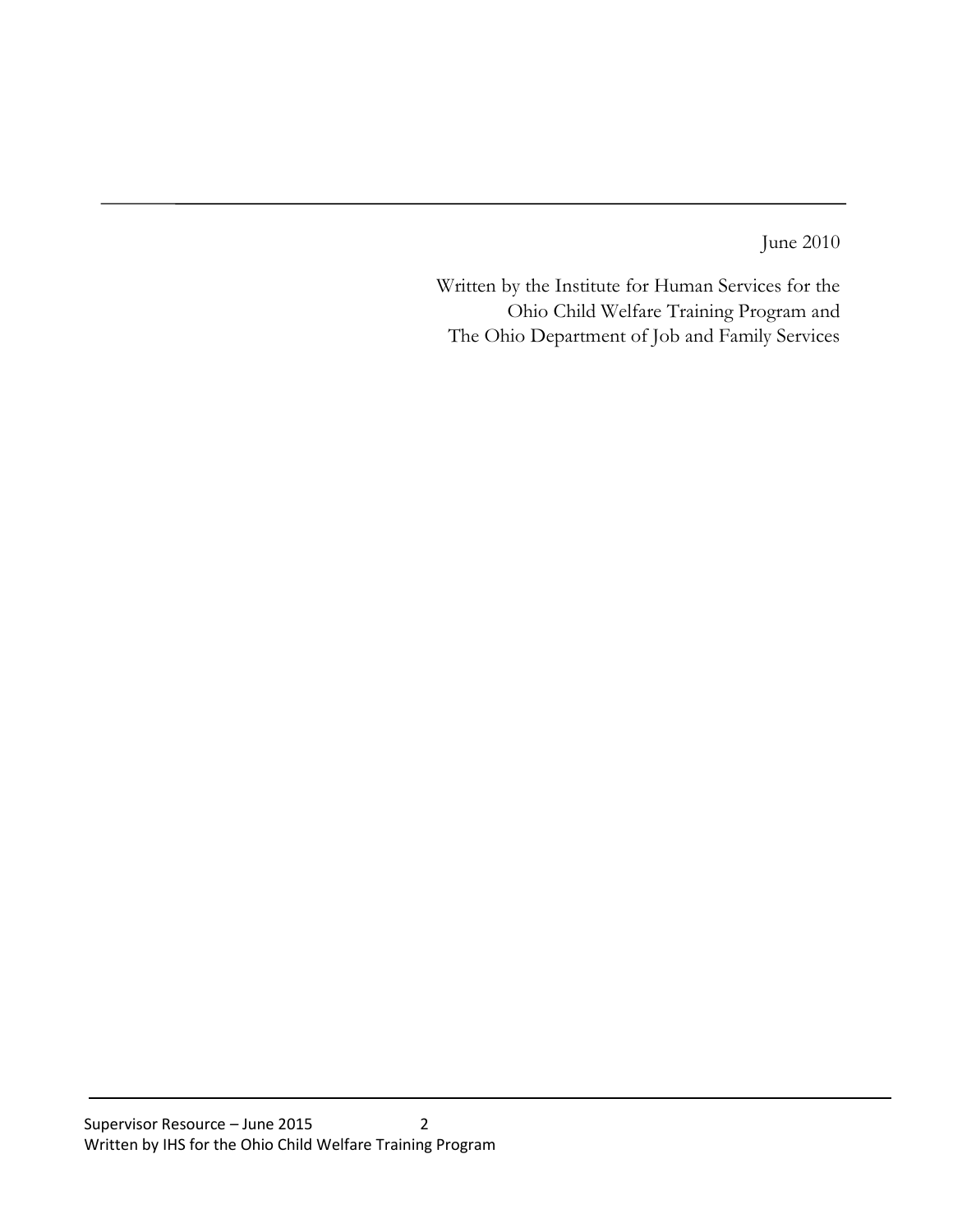June 2010

Written by the Institute for Human Services for the
Ohio Child Welfare Training Program and
The Ohio Department of Job and Family Services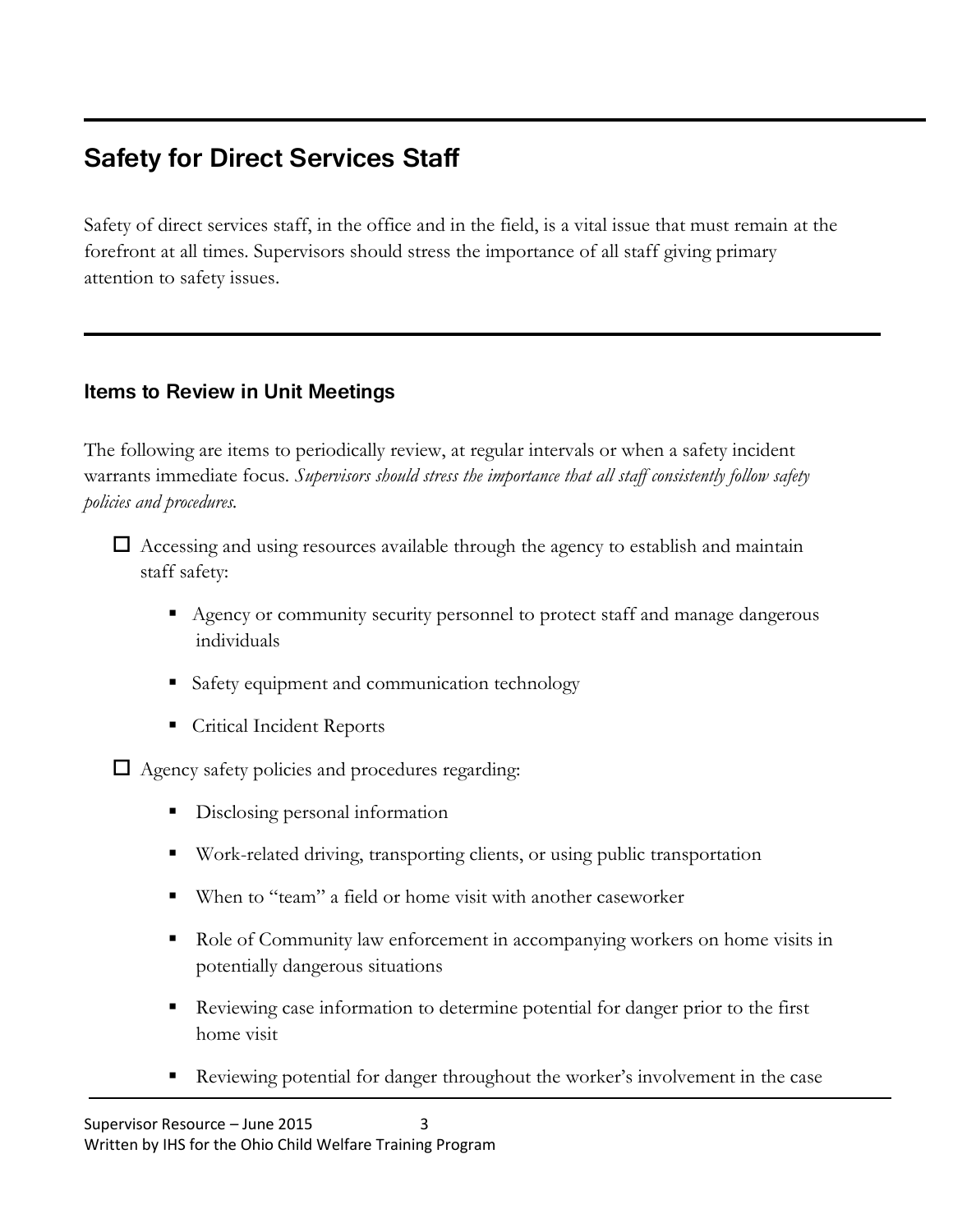## Safety for Direct Services Staff

Safety of direct services staff, in the office and in the field, is a vital issue that must remain at the forefront at all times. Supervisors should stress the importance of all staff giving primary attention to safety issues.

### Items to Review in Unit Meetings

The following are items to periodically review, at regular intervals or when a safety incident warrants immediate focus. *Supervisors should stress the importance that all staff consistently follow safety policies and procedures.*

- ☐ Accessing and using resources available through the agency to establish and maintain staff safety:
  - Agency or community security personnel to protect staff and manage dangerous individuals
  - Safety equipment and communication technology
  - Critical Incident Reports
- ☐ Agency safety policies and procedures regarding:
  - Disclosing personal information
  - Work-related driving, transporting clients, or using public transportation
  - When to "team" a field or home visit with another caseworker
  - Role of Community law enforcement in accompanying workers on home visits in potentially dangerous situations
  - Reviewing case information to determine potential for danger prior to the first home visit
  - Reviewing potential for danger throughout the worker's involvement in the case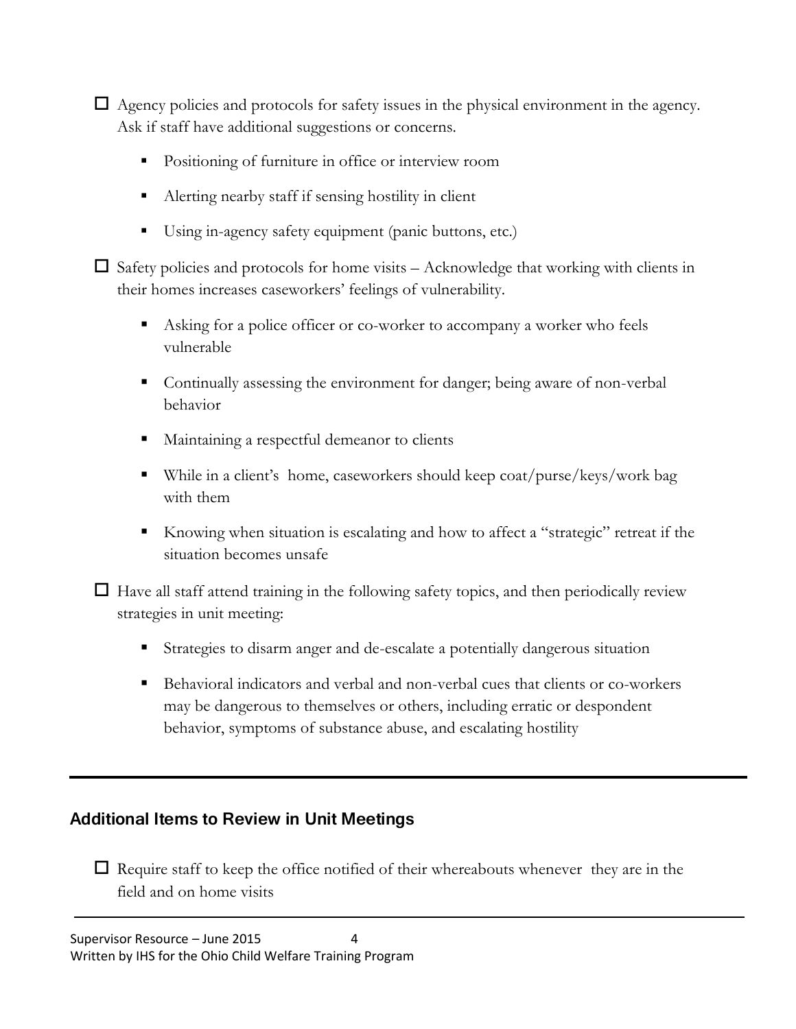- ☐ Agency policies and protocols for safety issues in the physical environment in the agency. Ask if staff have additional suggestions or concerns.
    - Positioning of furniture in office or interview room
    - Alerting nearby staff if sensing hostility in client
    - Using in-agency safety equipment (panic buttons, etc.)
- ☐ Safety policies and protocols for home visits – Acknowledge that working with clients in their homes increases caseworkers' feelings of vulnerability.
    - Asking for a police officer or co-worker to accompany a worker who feels vulnerable
    - Continually assessing the environment for danger; being aware of non-verbal behavior
    - Maintaining a respectful demeanor to clients
    - While in a client's home, caseworkers should keep coat/purse/keys/work bag with them
    - Knowing when situation is escalating and how to affect a "strategic" retreat if the situation becomes unsafe
- ☐ Have all staff attend training in the following safety topics, and then periodically review strategies in unit meeting:
    - Strategies to disarm anger and de-escalate a potentially dangerous situation
    - Behavioral indicators and verbal and non-verbal cues that clients or co-workers may be dangerous to themselves or others, including erratic or despondent behavior, symptoms of substance abuse, and escalating hostility

---

## Additional Items to Review in Unit Meetings

- ☐ Require staff to keep the office notified of their whereabouts whenever they are in the field and on home visits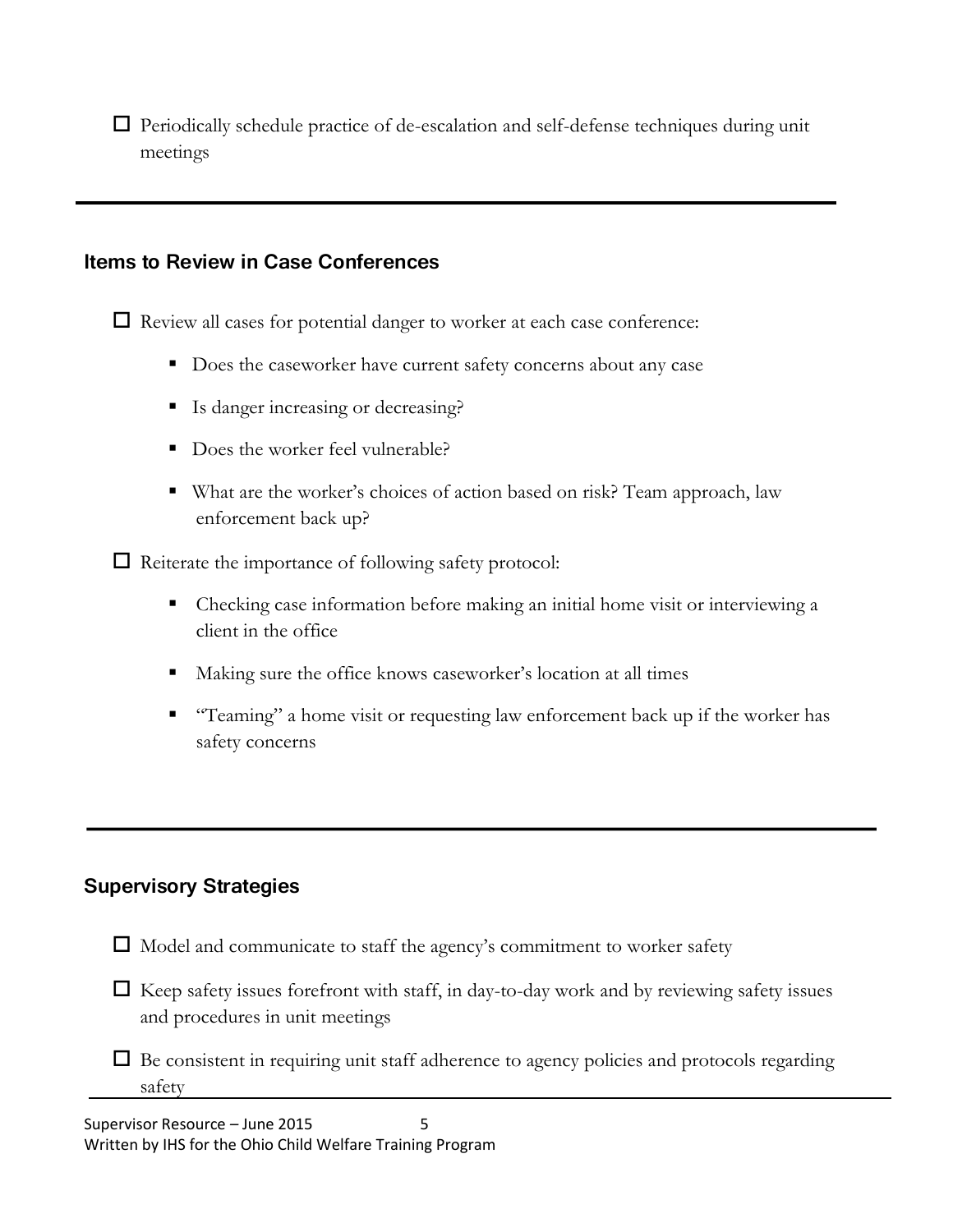- [ ] Periodically schedule practice of de-escalation and self-defense techniques during unit meetings

---

## Items to Review in Case Conferences

- [ ] Review all cases for potential danger to worker at each case conference:
  - Does the caseworker have current safety concerns about any case
  - Is danger increasing or decreasing?
  - Does the worker feel vulnerable?
  - What are the worker's choices of action based on risk? Team approach, law enforcement back up?
- [ ] Reiterate the importance of following safety protocol:
  - Checking case information before making an initial home visit or interviewing a client in the office
  - Making sure the office knows caseworker's location at all times
  - "Teaming" a home visit or requesting law enforcement back up if the worker has safety concerns

---

## Supervisory Strategies

- [ ] Model and communicate to staff the agency's commitment to worker safety
- [ ] Keep safety issues forefront with staff, in day-to-day work and by reviewing safety issues and procedures in unit meetings
- [ ] Be consistent in requiring unit staff adherence to agency policies and protocols regarding safety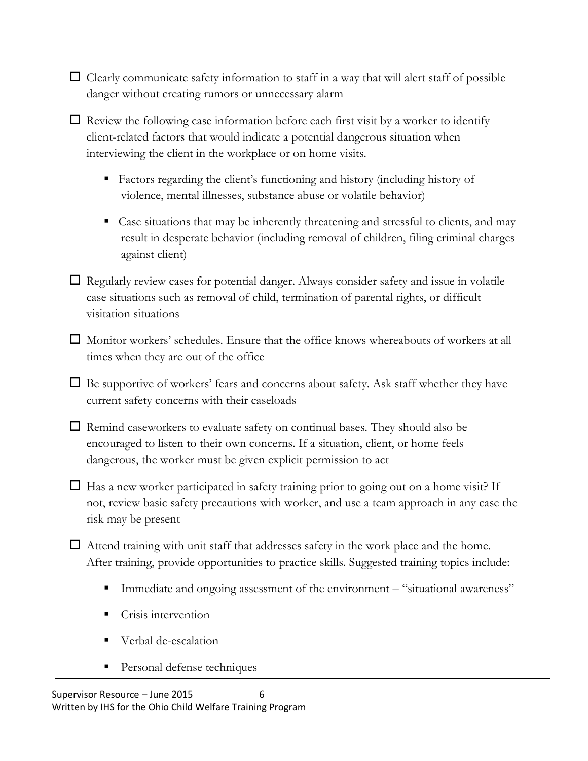- ☐ Clearly communicate safety information to staff in a way that will alert staff of possible danger without creating rumors or unnecessary alarm

- ☐ Review the following case information before each first visit by a worker to identify client-related factors that would indicate a potential dangerous situation when interviewing the client in the workplace or on home visits.

  - Factors regarding the client's functioning and history (including history of violence, mental illnesses, substance abuse or volatile behavior)

  - Case situations that may be inherently threatening and stressful to clients, and may result in desperate behavior (including removal of children, filing criminal charges against client)

- ☐ Regularly review cases for potential danger. Always consider safety and issue in volatile case situations such as removal of child, termination of parental rights, or difficult visitation situations

- ☐ Monitor workers' schedules. Ensure that the office knows whereabouts of workers at all times when they are out of the office

- ☐ Be supportive of workers' fears and concerns about safety. Ask staff whether they have current safety concerns with their caseloads

- ☐ Remind caseworkers to evaluate safety on continual bases. They should also be encouraged to listen to their own concerns. If a situation, client, or home feels dangerous, the worker must be given explicit permission to act

- ☐ Has a new worker participated in safety training prior to going out on a home visit? If not, review basic safety precautions with worker, and use a team approach in any case the risk may be present

- ☐ Attend training with unit staff that addresses safety in the work place and the home. After training, provide opportunities to practice skills. Suggested training topics include:

  - Immediate and ongoing assessment of the environment – "situational awareness"

  - Crisis intervention

  - Verbal de-escalation

  - Personal defense techniques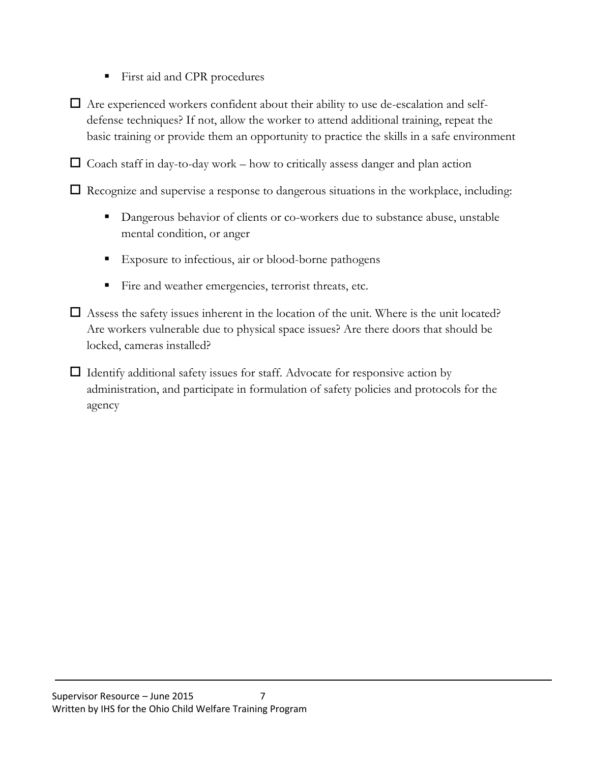- First aid and CPR procedures

- ☐ Are experienced workers confident about their ability to use de-escalation and self-defense techniques? If not, allow the worker to attend additional training, repeat the basic training or provide them an opportunity to practice the skills in a safe environment

- ☐ Coach staff in day-to-day work – how to critically assess danger and plan action

- ☐ Recognize and supervise a response to dangerous situations in the workplace, including:

  - Dangerous behavior of clients or co-workers due to substance abuse, unstable mental condition, or anger

  - Exposure to infectious, air or blood-borne pathogens

  - Fire and weather emergencies, terrorist threats, etc.

- ☐ Assess the safety issues inherent in the location of the unit. Where is the unit located? Are workers vulnerable due to physical space issues? Are there doors that should be locked, cameras installed?

- ☐ Identify additional safety issues for staff. Advocate for responsive action by administration, and participate in formulation of safety policies and protocols for the agency